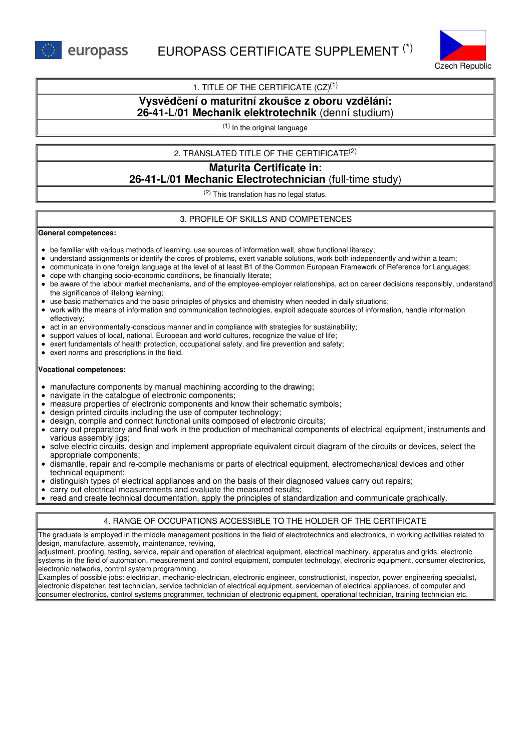europass

# EUROPASS CERTIFICATE SUPPLEMENT (*)

Czech Republic

## 1. TITLE OF THE CERTIFICATE (CZ)[1]

**Vysvědčení o maturitní zkoušce z oboru vzdělání:**
**26-41-L/01 Mechanik elektrotechnik** (denní studium)

[1] In the original language

## 2. TRANSLATED TITLE OF THE CERTIFICATE[2]

**Maturita Certificate in:**
**26-41-L/01 Mechanic Electrotechnician** (full-time study)

[2] This translation has no legal status.

## 3. PROFILE OF SKILLS AND COMPETENCES

**General competences:**

- be familiar with various methods of learning, use sources of information well, show functional literacy;
- understand assignments or identify the cores of problems, exert variable solutions, work both independently and within a team;
- communicate in one foreign language at the level of at least B1 of the Common European Framework of Reference for Languages;
- cope with changing socio-economic conditions, be financially literate;
- be aware of the labour market mechanisms, and of the employee-employer relationships, act on career decisions responsibly, understand the significance of lifelong learning;
- use basic mathematics and the basic principles of physics and chemistry when needed in daily situations;
- work with the means of information and communication technologies, exploit adequate sources of information, handle information effectively;
- act in an environmentally-conscious manner and in compliance with strategies for sustainability;
- support values of local, national, European and world cultures, recognize the value of life;
- exert fundamentals of health protection, occupational safety, and fire prevention and safety;
- exert norms and prescriptions in the field.

**Vocational competences:**

- manufacture components by manual machining according to the drawing;
- navigate in the catalogue of electronic components;
- measure properties of electronic components and know their schematic symbols;
- design printed circuits including the use of computer technology;
- design, compile and connect functional units composed of electronic circuits;
- carry out preparatory and final work in the production of mechanical components of electrical equipment, instruments and various assembly jigs;
- solve electric circuits, design and implement appropriate equivalent circuit diagram of the circuits or devices, select the appropriate components;
- dismantle, repair and re-compile mechanisms or parts of electrical equipment, electromechanical devices and other technical equipment;
- distinguish types of electrical appliances and on the basis of their diagnosed values carry out repairs;
- carry out electrical measurements and evaluate the measured results;
- read and create technical documentation, apply the principles of standardization and communicate graphically.

## 4. RANGE OF OCCUPATIONS ACCESSIBLE TO THE HOLDER OF THE CERTIFICATE

The graduate is employed in the middle management positions in the field of electrotechnics and electronics, in working activities related to design, manufacture, assembly, maintenance, reviving,
adjustment, proofing, testing, service, repair and operation of electrical equipment, electrical machinery, apparatus and grids, electronic systems in the field of automation, measurement and control equipment, computer technology, electronic equipment, consumer electronics, electronic networks, control system programming.
Examples of possible jobs: electrician, mechanic-electrician, electronic engineer, constructionist, inspector, power engineering specialist, electronic dispatcher, test technician, service technician of electrical equipment, serviceman of electrical appliances, of computer and consumer electronics, control systems programmer, technician of electronic equipment, operational technician, training technician etc.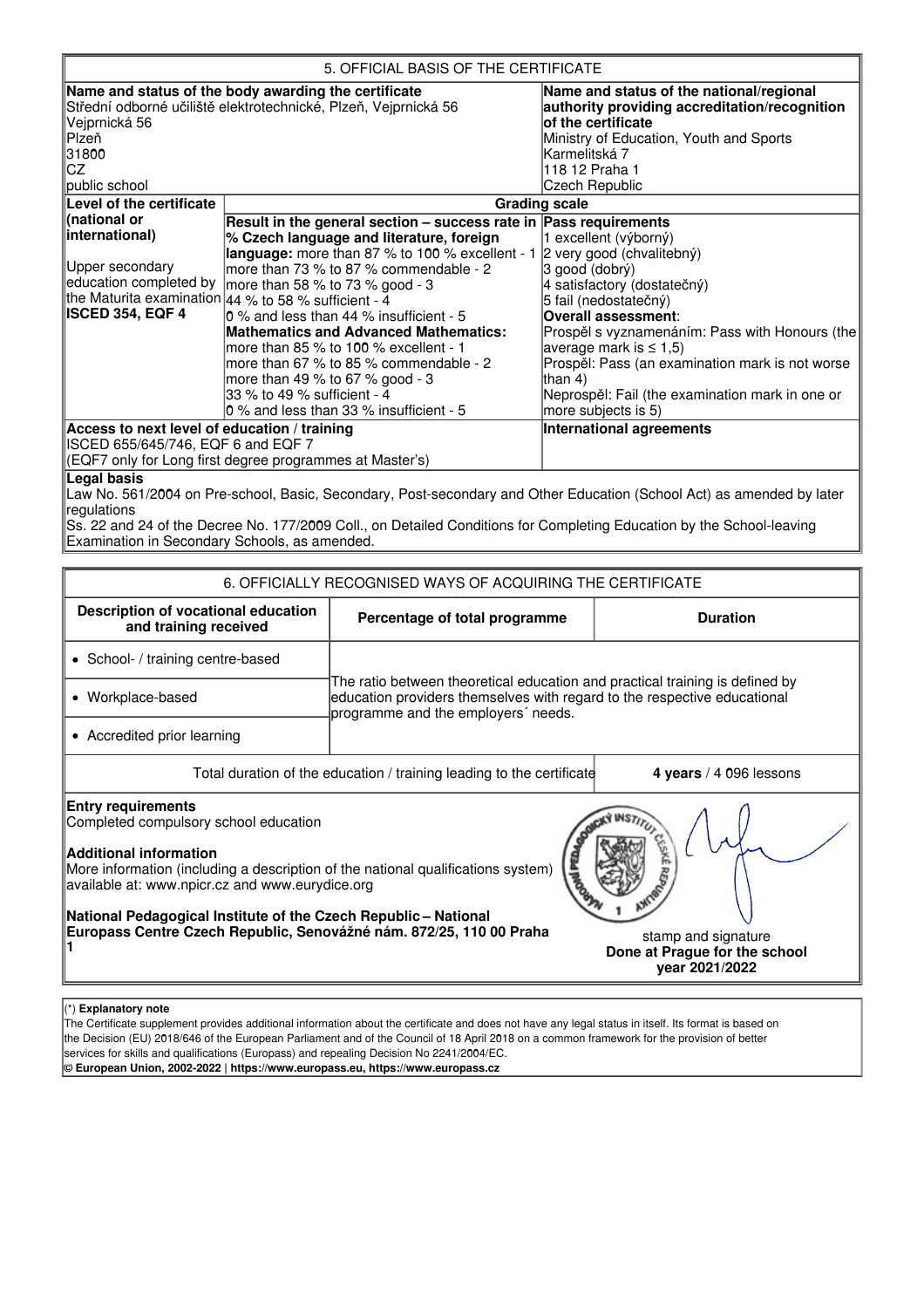## 5. OFFICIAL BASIS OF THE CERTIFICATE

| Name and status of the body awarding the certificate | Name and status of the national/regional authority providing accreditation/recognition of the certificate |
|---|---|
| Střední odborné učiliště elektrotechnické, Plzeň, Vejprnická 56<br>Vejprnická 56<br>Plzeň<br>31800<br>CZ<br>public school | Ministry of Education, Youth and Sports<br>Karmelitská 7<br>118 12 Praha 1<br>Czech Republic |

| Level of the certificate (national or international) | Grading scale | |
|---|---|---|
| Upper secondary education completed by the Maturita examination<br>**ISCED 354, EQF 4** | **Result in the general section – success rate in % Czech language and literature, foreign language:** more than 87 % to 100 % excellent - 1<br>more than 73 % to 87 % commendable - 2<br>more than 58 % to 73 % good - 3<br>44 % to 58 % sufficient - 4<br>0 % and less than 44 % insufficient - 5<br>**Mathematics and Advanced Mathematics:**<br>more than 85 % to 100 % excellent - 1<br>more than 67 % to 85 % commendable - 2<br>more than 49 % to 67 % good - 3<br>33 % to 49 % sufficient - 4<br>0 % and less than 33 % insufficient - 5 | **Pass requirements**<br>1 excellent (výborný)<br>2 very good (chvalitebný)<br>3 good (dobrý)<br>4 satisfactory (dostatečný)<br>5 fail (nedostatečný)<br>**Overall assessment**:<br>Prospěl s vyznamenáním: Pass with Honours (the average mark is ≤ 1,5)<br>Prospěl: Pass (an examination mark is not worse than 4)<br>Neprospěl: Fail (the examination mark in one or more subjects is 5) |

| Access to next level of education / training | International agreements |
|---|---|
| ISCED 655/645/746, EQF 6 and EQF 7<br>(EQF7 only for Long first degree programmes at Master's) | |

**Legal basis**

Law No. 561/2004 on Pre-school, Basic, Secondary, Post-secondary and Other Education (School Act) as amended by later regulations

Ss. 22 and 24 of the Decree No. 177/2009 Coll., on Detailed Conditions for Completing Education by the School-leaving Examination in Secondary Schools, as amended.

## 6. OFFICIALLY RECOGNISED WAYS OF ACQUIRING THE CERTIFICATE

| Description of vocational education and training received | Percentage of total programme | Duration |
|---|---|---|
| • School- / training centre-based | The ratio between theoretical education and practical training is defined by education providers themselves with regard to the respective educational programme and the employers´ needs. | |
| • Workplace-based | | |
| • Accredited prior learning | | |
| Total duration of the education / training leading to the certificate | | **4 years** / 4 096 lessons |

**Entry requirements**

Completed compulsory school education

**Additional information**

More information (including a description of the national qualifications system) available at: www.npicr.cz and www.eurydice.org

**National Pedagogical Institute of the Czech Republic – National Europass Centre Czech Republic, Senovážné nám. 872/25, 110 00 Praha 1**

stamp and signature

**Done at Prague for the school year 2021/2022**

(*) **Explanatory note**

The Certificate supplement provides additional information about the certificate and does not have any legal status in itself. Its format is based on the Decision (EU) 2018/646 of the European Parliament and of the Council of 18 April 2018 on a common framework for the provision of better services for skills and qualifications (Europass) and repealing Decision No 2241/2004/EC.

**© European Union, 2002-2022 | https://www.europass.eu, https://www.europass.cz**